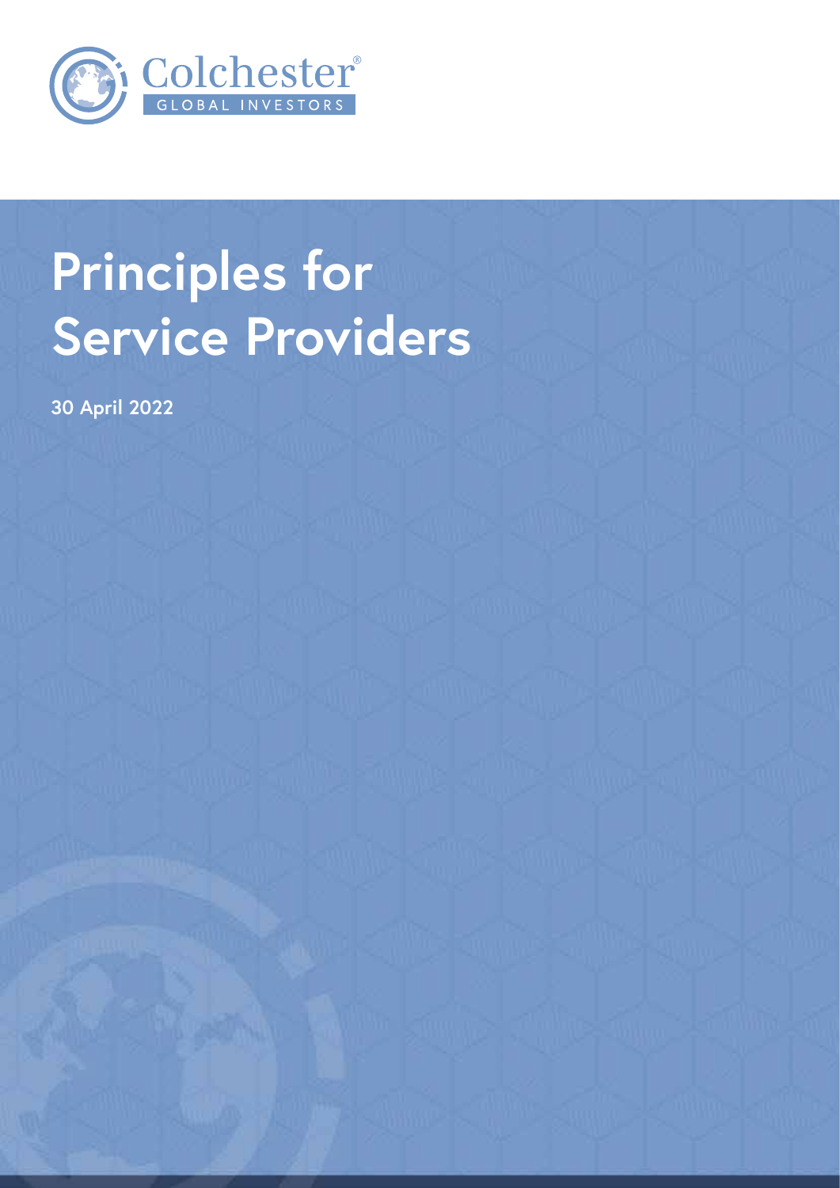Colchester®
GLOBAL INVESTORS

# Principles for Service Providers

**30 April 2022**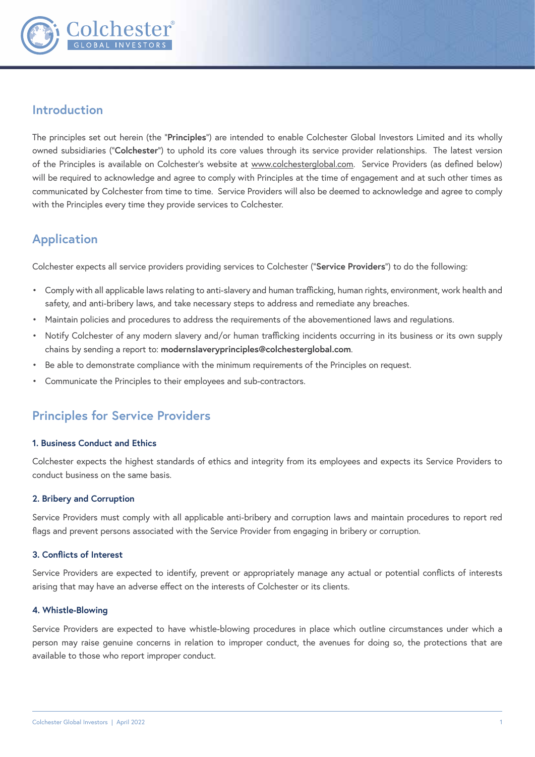## Introduction

The principles set out herein (the "**Principles**") are intended to enable Colchester Global Investors Limited and its wholly owned subsidiaries ("**Colchester**") to uphold its core values through its service provider relationships. The latest version of the Principles is available on Colchester's website at www.colchesterglobal.com. Service Providers (as defined below) will be required to acknowledge and agree to comply with Principles at the time of engagement and at such other times as communicated by Colchester from time to time. Service Providers will also be deemed to acknowledge and agree to comply with the Principles every time they provide services to Colchester.

## Application

Colchester expects all service providers providing services to Colchester ("**Service Providers**") to do the following:

- Comply with all applicable laws relating to anti-slavery and human trafficking, human rights, environment, work health and safety, and anti-bribery laws, and take necessary steps to address and remediate any breaches.
- Maintain policies and procedures to address the requirements of the abovementioned laws and regulations.
- Notify Colchester of any modern slavery and/or human trafficking incidents occurring in its business or its own supply chains by sending a report to: **modernslaveryprinciples@colchesterglobal.com**.
- Be able to demonstrate compliance with the minimum requirements of the Principles on request.
- Communicate the Principles to their employees and sub-contractors.

## Principles for Service Providers

### 1. Business Conduct and Ethics

Colchester expects the highest standards of ethics and integrity from its employees and expects its Service Providers to conduct business on the same basis.

### 2. Bribery and Corruption

Service Providers must comply with all applicable anti-bribery and corruption laws and maintain procedures to report red flags and prevent persons associated with the Service Provider from engaging in bribery or corruption.

### 3. Conflicts of Interest

Service Providers are expected to identify, prevent or appropriately manage any actual or potential conflicts of interests arising that may have an adverse effect on the interests of Colchester or its clients.

### 4. Whistle-Blowing

Service Providers are expected to have whistle-blowing procedures in place which outline circumstances under which a person may raise genuine concerns in relation to improper conduct, the avenues for doing so, the protections that are available to those who report improper conduct.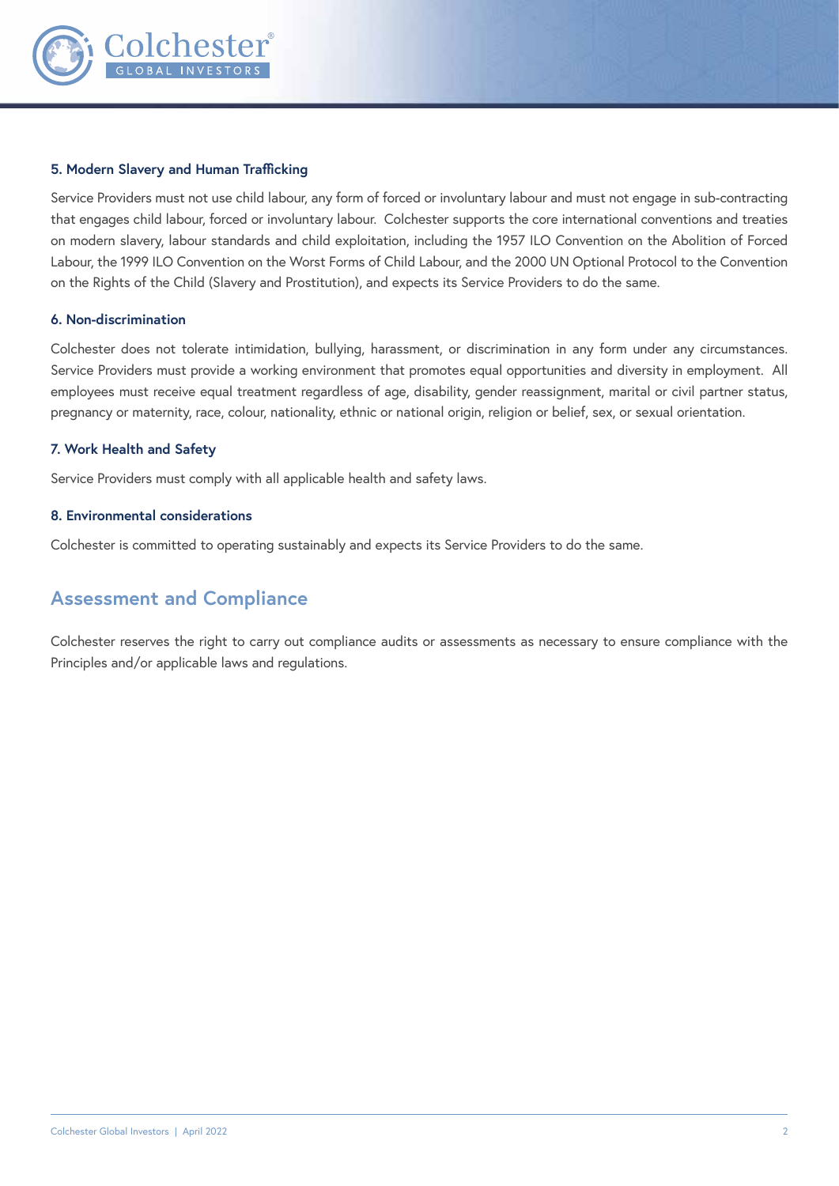### 5. Modern Slavery and Human Trafficking

Service Providers must not use child labour, any form of forced or involuntary labour and must not engage in sub-contracting that engages child labour, forced or involuntary labour. Colchester supports the core international conventions and treaties on modern slavery, labour standards and child exploitation, including the 1957 ILO Convention on the Abolition of Forced Labour, the 1999 ILO Convention on the Worst Forms of Child Labour, and the 2000 UN Optional Protocol to the Convention on the Rights of the Child (Slavery and Prostitution), and expects its Service Providers to do the same.

### 6. Non-discrimination

Colchester does not tolerate intimidation, bullying, harassment, or discrimination in any form under any circumstances. Service Providers must provide a working environment that promotes equal opportunities and diversity in employment. All employees must receive equal treatment regardless of age, disability, gender reassignment, marital or civil partner status, pregnancy or maternity, race, colour, nationality, ethnic or national origin, religion or belief, sex, or sexual orientation.

### 7. Work Health and Safety

Service Providers must comply with all applicable health and safety laws.

### 8. Environmental considerations

Colchester is committed to operating sustainably and expects its Service Providers to do the same.

## Assessment and Compliance

Colchester reserves the right to carry out compliance audits or assessments as necessary to ensure compliance with the Principles and/or applicable laws and regulations.